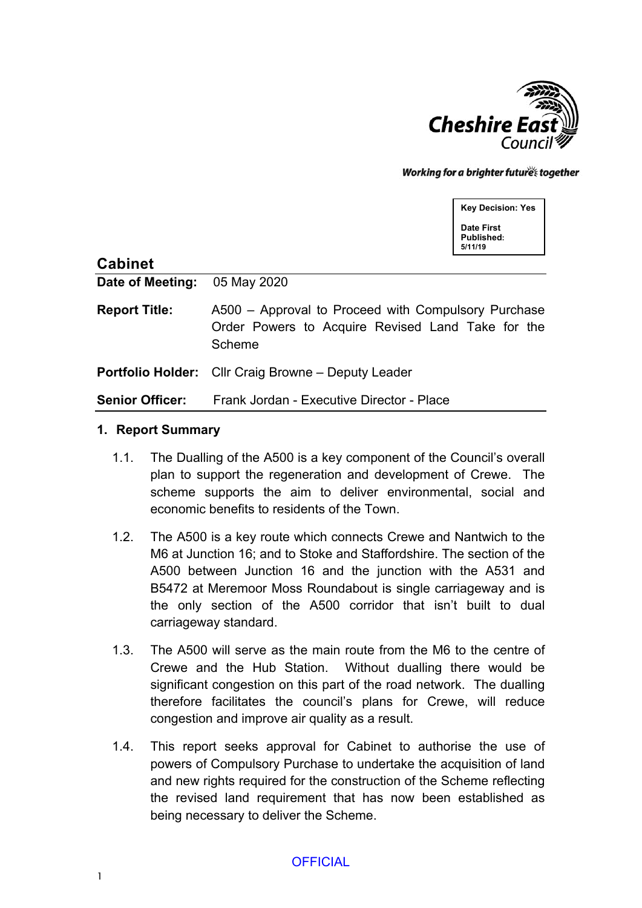Cheshire East Council

Working for a brighter future together

| Key Decision: Yes |
| --- |
| Date First Published: 5/11/19 |

## Cabinet

| | |
| --- | --- |
| **Date of Meeting:** | 05 May 2020 |
| **Report Title:** | A500 – Approval to Proceed with Compulsory Purchase Order Powers to Acquire Revised Land Take for the Scheme |
| **Portfolio Holder:** | Cllr Craig Browne – Deputy Leader |
| **Senior Officer:** | Frank Jordan - Executive Director - Place |

## 1. Report Summary

1.1. The Dualling of the A500 is a key component of the Council's overall plan to support the regeneration and development of Crewe. The scheme supports the aim to deliver environmental, social and economic benefits to residents of the Town.

1.2. The A500 is a key route which connects Crewe and Nantwich to the M6 at Junction 16; and to Stoke and Staffordshire. The section of the A500 between Junction 16 and the junction with the A531 and B5472 at Meremoor Moss Roundabout is single carriageway and is the only section of the A500 corridor that isn't built to dual carriageway standard.

1.3. The A500 will serve as the main route from the M6 to the centre of Crewe and the Hub Station. Without dualling there would be significant congestion on this part of the road network. The dualling therefore facilitates the council's plans for Crewe, will reduce congestion and improve air quality as a result.

1.4. This report seeks approval for Cabinet to authorise the use of powers of Compulsory Purchase to undertake the acquisition of land and new rights required for the construction of the Scheme reflecting the revised land requirement that has now been established as being necessary to deliver the Scheme.

OFFICIAL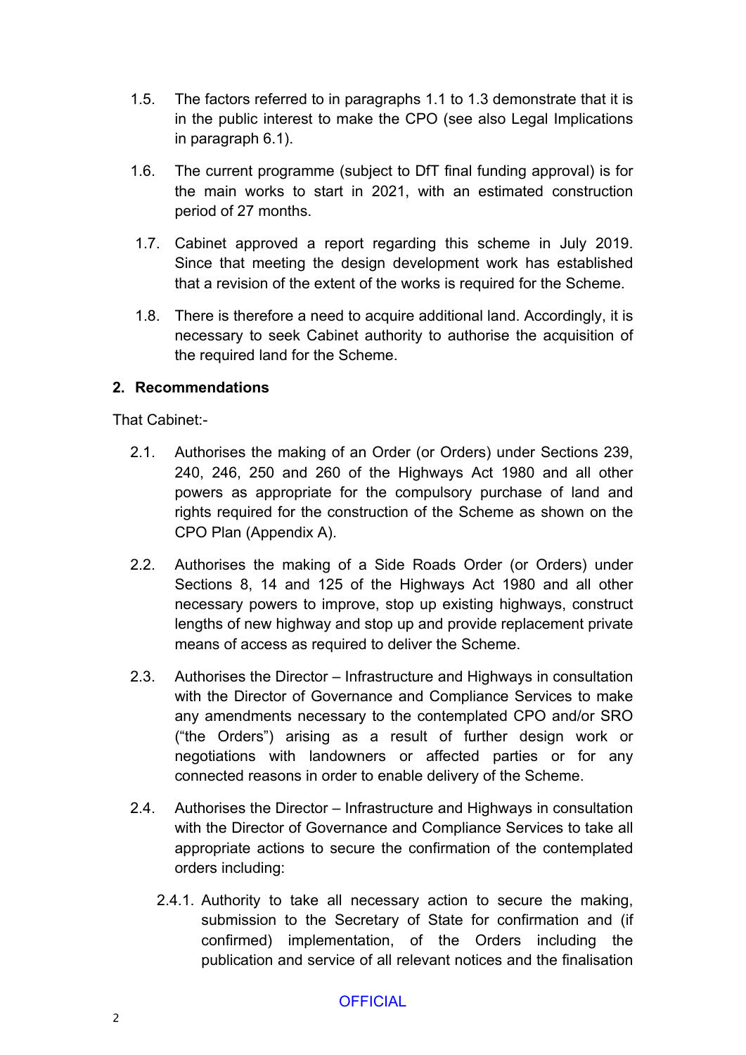1.5. The factors referred to in paragraphs 1.1 to 1.3 demonstrate that it is in the public interest to make the CPO (see also Legal Implications in paragraph 6.1).

1.6. The current programme (subject to DfT final funding approval) is for the main works to start in 2021, with an estimated construction period of 27 months.

1.7. Cabinet approved a report regarding this scheme in July 2019. Since that meeting the design development work has established that a revision of the extent of the works is required for the Scheme.

1.8. There is therefore a need to acquire additional land. Accordingly, it is necessary to seek Cabinet authority to authorise the acquisition of the required land for the Scheme.

## 2. Recommendations

That Cabinet:-

2.1. Authorises the making of an Order (or Orders) under Sections 239, 240, 246, 250 and 260 of the Highways Act 1980 and all other powers as appropriate for the compulsory purchase of land and rights required for the construction of the Scheme as shown on the CPO Plan (Appendix A).

2.2. Authorises the making of a Side Roads Order (or Orders) under Sections 8, 14 and 125 of the Highways Act 1980 and all other necessary powers to improve, stop up existing highways, construct lengths of new highway and stop up and provide replacement private means of access as required to deliver the Scheme.

2.3. Authorises the Director – Infrastructure and Highways in consultation with the Director of Governance and Compliance Services to make any amendments necessary to the contemplated CPO and/or SRO ("the Orders") arising as a result of further design work or negotiations with landowners or affected parties or for any connected reasons in order to enable delivery of the Scheme.

2.4. Authorises the Director – Infrastructure and Highways in consultation with the Director of Governance and Compliance Services to take all appropriate actions to secure the confirmation of the contemplated orders including:

2.4.1. Authority to take all necessary action to secure the making, submission to the Secretary of State for confirmation and (if confirmed) implementation, of the Orders including the publication and service of all relevant notices and the finalisation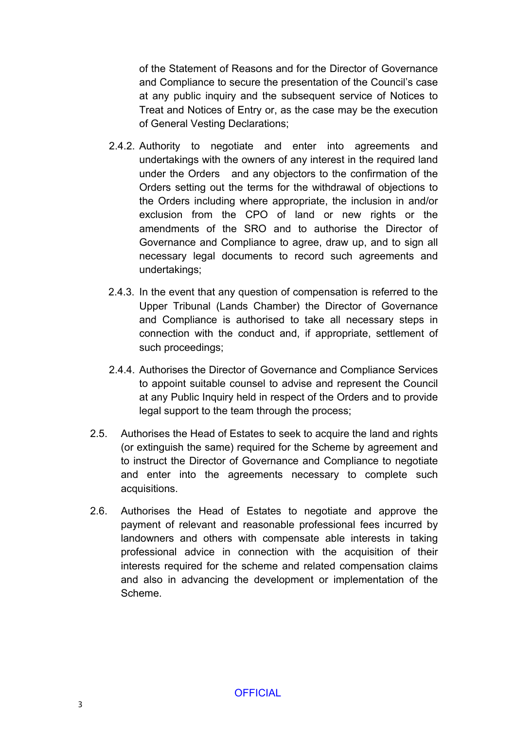of the Statement of Reasons and for the Director of Governance and Compliance to secure the presentation of the Council's case at any public inquiry and the subsequent service of Notices to Treat and Notices of Entry or, as the case may be the execution of General Vesting Declarations;

2.4.2. Authority to negotiate and enter into agreements and undertakings with the owners of any interest in the required land under the Orders and any objectors to the confirmation of the Orders setting out the terms for the withdrawal of objections to the Orders including where appropriate, the inclusion in and/or exclusion from the CPO of land or new rights or the amendments of the SRO and to authorise the Director of Governance and Compliance to agree, draw up, and to sign all necessary legal documents to record such agreements and undertakings;

2.4.3. In the event that any question of compensation is referred to the Upper Tribunal (Lands Chamber) the Director of Governance and Compliance is authorised to take all necessary steps in connection with the conduct and, if appropriate, settlement of such proceedings;

2.4.4. Authorises the Director of Governance and Compliance Services to appoint suitable counsel to advise and represent the Council at any Public Inquiry held in respect of the Orders and to provide legal support to the team through the process;

2.5. Authorises the Head of Estates to seek to acquire the land and rights (or extinguish the same) required for the Scheme by agreement and to instruct the Director of Governance and Compliance to negotiate and enter into the agreements necessary to complete such acquisitions.

2.6. Authorises the Head of Estates to negotiate and approve the payment of relevant and reasonable professional fees incurred by landowners and others with compensate able interests in taking professional advice in connection with the acquisition of their interests required for the scheme and related compensation claims and also in advancing the development or implementation of the Scheme.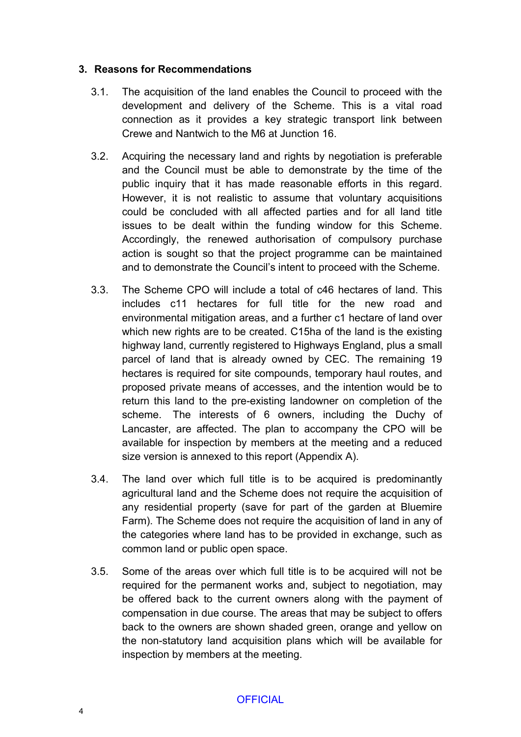## 3. Reasons for Recommendations

3.1. The acquisition of the land enables the Council to proceed with the development and delivery of the Scheme. This is a vital road connection as it provides a key strategic transport link between Crewe and Nantwich to the M6 at Junction 16.

3.2. Acquiring the necessary land and rights by negotiation is preferable and the Council must be able to demonstrate by the time of the public inquiry that it has made reasonable efforts in this regard. However, it is not realistic to assume that voluntary acquisitions could be concluded with all affected parties and for all land title issues to be dealt within the funding window for this Scheme. Accordingly, the renewed authorisation of compulsory purchase action is sought so that the project programme can be maintained and to demonstrate the Council's intent to proceed with the Scheme.

3.3. The Scheme CPO will include a total of c46 hectares of land. This includes c11 hectares for full title for the new road and environmental mitigation areas, and a further c1 hectare of land over which new rights are to be created. C15ha of the land is the existing highway land, currently registered to Highways England, plus a small parcel of land that is already owned by CEC. The remaining 19 hectares is required for site compounds, temporary haul routes, and proposed private means of accesses, and the intention would be to return this land to the pre-existing landowner on completion of the scheme. The interests of 6 owners, including the Duchy of Lancaster, are affected. The plan to accompany the CPO will be available for inspection by members at the meeting and a reduced size version is annexed to this report (Appendix A).

3.4. The land over which full title is to be acquired is predominantly agricultural land and the Scheme does not require the acquisition of any residential property (save for part of the garden at Bluemire Farm). The Scheme does not require the acquisition of land in any of the categories where land has to be provided in exchange, such as common land or public open space.

3.5. Some of the areas over which full title is to be acquired will not be required for the permanent works and, subject to negotiation, may be offered back to the current owners along with the payment of compensation in due course. The areas that may be subject to offers back to the owners are shown shaded green, orange and yellow on the non-statutory land acquisition plans which will be available for inspection by members at the meeting.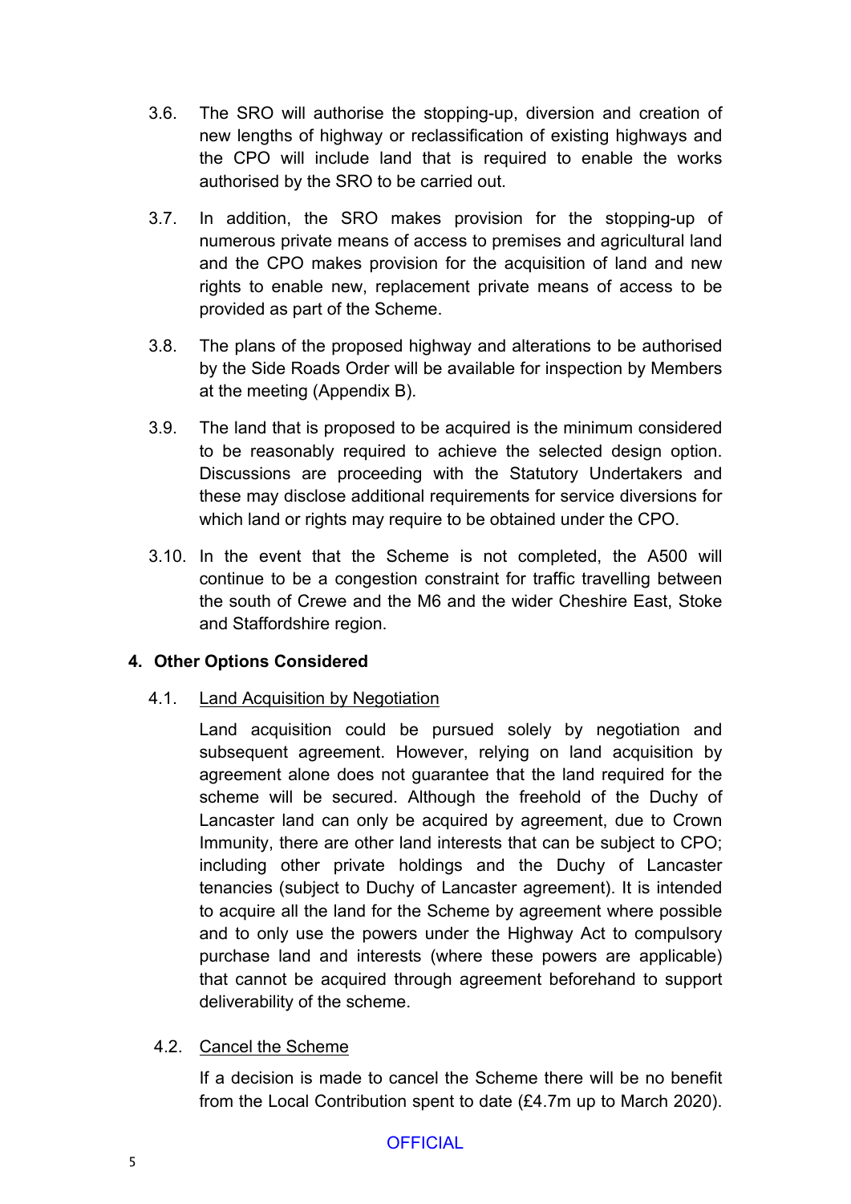3.6. The SRO will authorise the stopping-up, diversion and creation of new lengths of highway or reclassification of existing highways and the CPO will include land that is required to enable the works authorised by the SRO to be carried out.

3.7. In addition, the SRO makes provision for the stopping-up of numerous private means of access to premises and agricultural land and the CPO makes provision for the acquisition of land and new rights to enable new, replacement private means of access to be provided as part of the Scheme.

3.8. The plans of the proposed highway and alterations to be authorised by the Side Roads Order will be available for inspection by Members at the meeting (Appendix B).

3.9. The land that is proposed to be acquired is the minimum considered to be reasonably required to achieve the selected design option. Discussions are proceeding with the Statutory Undertakers and these may disclose additional requirements for service diversions for which land or rights may require to be obtained under the CPO.

3.10. In the event that the Scheme is not completed, the A500 will continue to be a congestion constraint for traffic travelling between the south of Crewe and the M6 and the wider Cheshire East, Stoke and Staffordshire region.

## 4. Other Options Considered

4.1. Land Acquisition by Negotiation

Land acquisition could be pursued solely by negotiation and subsequent agreement. However, relying on land acquisition by agreement alone does not guarantee that the land required for the scheme will be secured. Although the freehold of the Duchy of Lancaster land can only be acquired by agreement, due to Crown Immunity, there are other land interests that can be subject to CPO; including other private holdings and the Duchy of Lancaster tenancies (subject to Duchy of Lancaster agreement). It is intended to acquire all the land for the Scheme by agreement where possible and to only use the powers under the Highway Act to compulsory purchase land and interests (where these powers are applicable) that cannot be acquired through agreement beforehand to support deliverability of the scheme.

4.2. Cancel the Scheme

If a decision is made to cancel the Scheme there will be no benefit from the Local Contribution spent to date (£4.7m up to March 2020).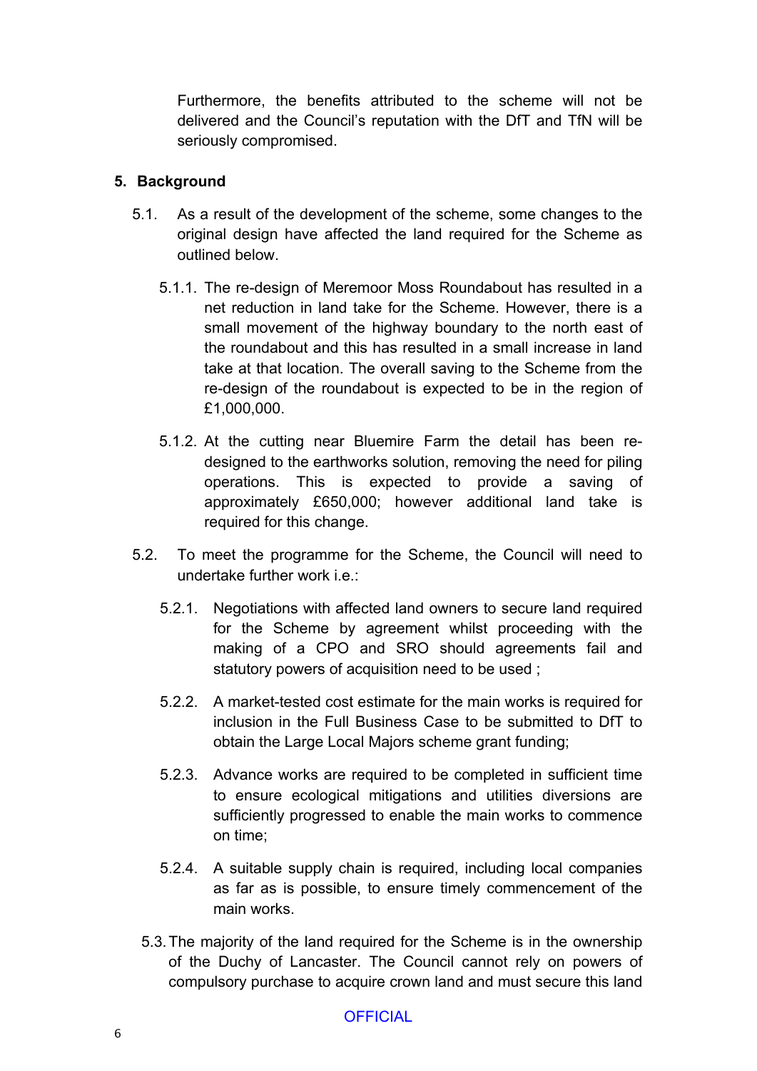Furthermore, the benefits attributed to the scheme will not be delivered and the Council's reputation with the DfT and TfN will be seriously compromised.

## 5. Background

5.1. As a result of the development of the scheme, some changes to the original design have affected the land required for the Scheme as outlined below.

5.1.1. The re-design of Meremoor Moss Roundabout has resulted in a net reduction in land take for the Scheme. However, there is a small movement of the highway boundary to the north east of the roundabout and this has resulted in a small increase in land take at that location. The overall saving to the Scheme from the re-design of the roundabout is expected to be in the region of £1,000,000.

5.1.2. At the cutting near Bluemire Farm the detail has been re-designed to the earthworks solution, removing the need for piling operations. This is expected to provide a saving of approximately £650,000; however additional land take is required for this change.

5.2. To meet the programme for the Scheme, the Council will need to undertake further work i.e.:

5.2.1. Negotiations with affected land owners to secure land required for the Scheme by agreement whilst proceeding with the making of a CPO and SRO should agreements fail and statutory powers of acquisition need to be used ;

5.2.2. A market-tested cost estimate for the main works is required for inclusion in the Full Business Case to be submitted to DfT to obtain the Large Local Majors scheme grant funding;

5.2.3. Advance works are required to be completed in sufficient time to ensure ecological mitigations and utilities diversions are sufficiently progressed to enable the main works to commence on time;

5.2.4. A suitable supply chain is required, including local companies as far as is possible, to ensure timely commencement of the main works.

5.3. The majority of the land required for the Scheme is in the ownership of the Duchy of Lancaster. The Council cannot rely on powers of compulsory purchase to acquire crown land and must secure this land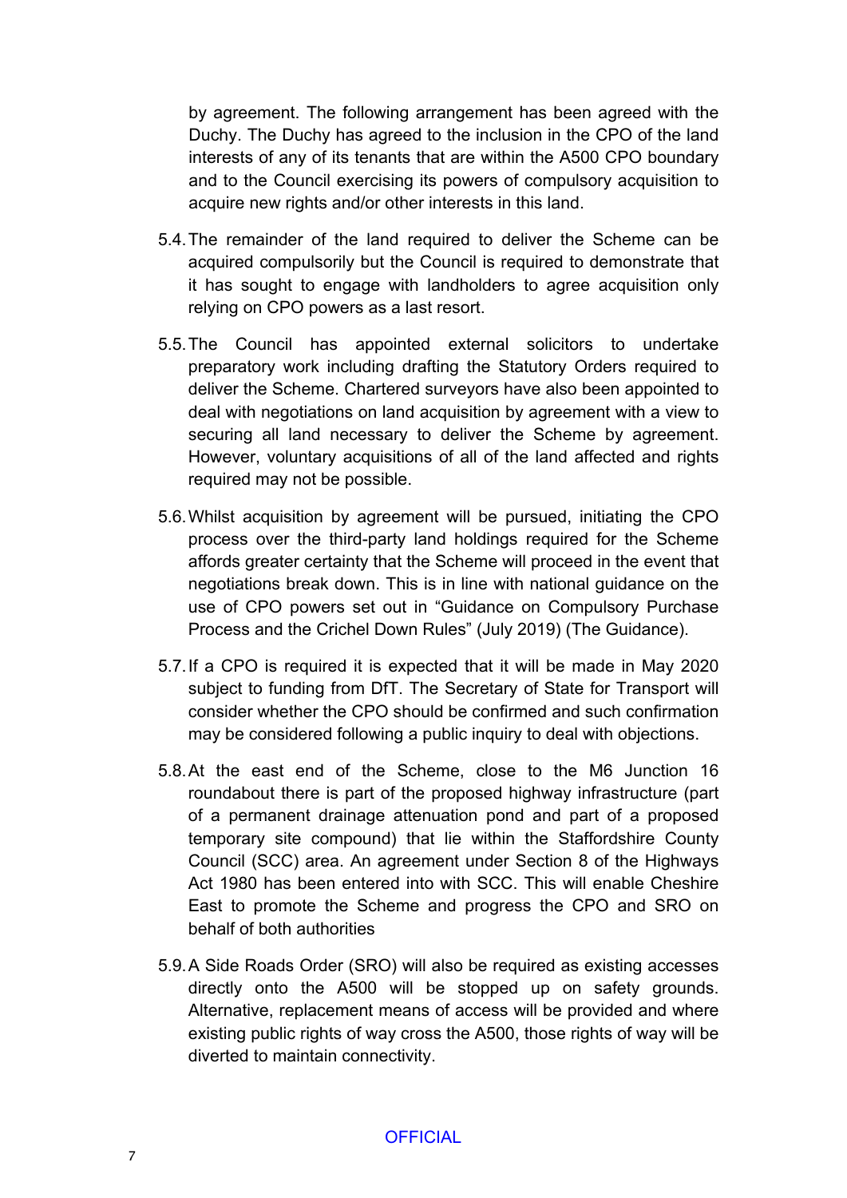by agreement. The following arrangement has been agreed with the Duchy. The Duchy has agreed to the inclusion in the CPO of the land interests of any of its tenants that are within the A500 CPO boundary and to the Council exercising its powers of compulsory acquisition to acquire new rights and/or other interests in this land.

5.4. The remainder of the land required to deliver the Scheme can be acquired compulsorily but the Council is required to demonstrate that it has sought to engage with landholders to agree acquisition only relying on CPO powers as a last resort.

5.5. The Council has appointed external solicitors to undertake preparatory work including drafting the Statutory Orders required to deliver the Scheme. Chartered surveyors have also been appointed to deal with negotiations on land acquisition by agreement with a view to securing all land necessary to deliver the Scheme by agreement. However, voluntary acquisitions of all of the land affected and rights required may not be possible.

5.6. Whilst acquisition by agreement will be pursued, initiating the CPO process over the third-party land holdings required for the Scheme affords greater certainty that the Scheme will proceed in the event that negotiations break down. This is in line with national guidance on the use of CPO powers set out in "Guidance on Compulsory Purchase Process and the Crichel Down Rules" (July 2019) (The Guidance).

5.7. If a CPO is required it is expected that it will be made in May 2020 subject to funding from DfT. The Secretary of State for Transport will consider whether the CPO should be confirmed and such confirmation may be considered following a public inquiry to deal with objections.

5.8. At the east end of the Scheme, close to the M6 Junction 16 roundabout there is part of the proposed highway infrastructure (part of a permanent drainage attenuation pond and part of a proposed temporary site compound) that lie within the Staffordshire County Council (SCC) area. An agreement under Section 8 of the Highways Act 1980 has been entered into with SCC. This will enable Cheshire East to promote the Scheme and progress the CPO and SRO on behalf of both authorities

5.9. A Side Roads Order (SRO) will also be required as existing accesses directly onto the A500 will be stopped up on safety grounds. Alternative, replacement means of access will be provided and where existing public rights of way cross the A500, those rights of way will be diverted to maintain connectivity.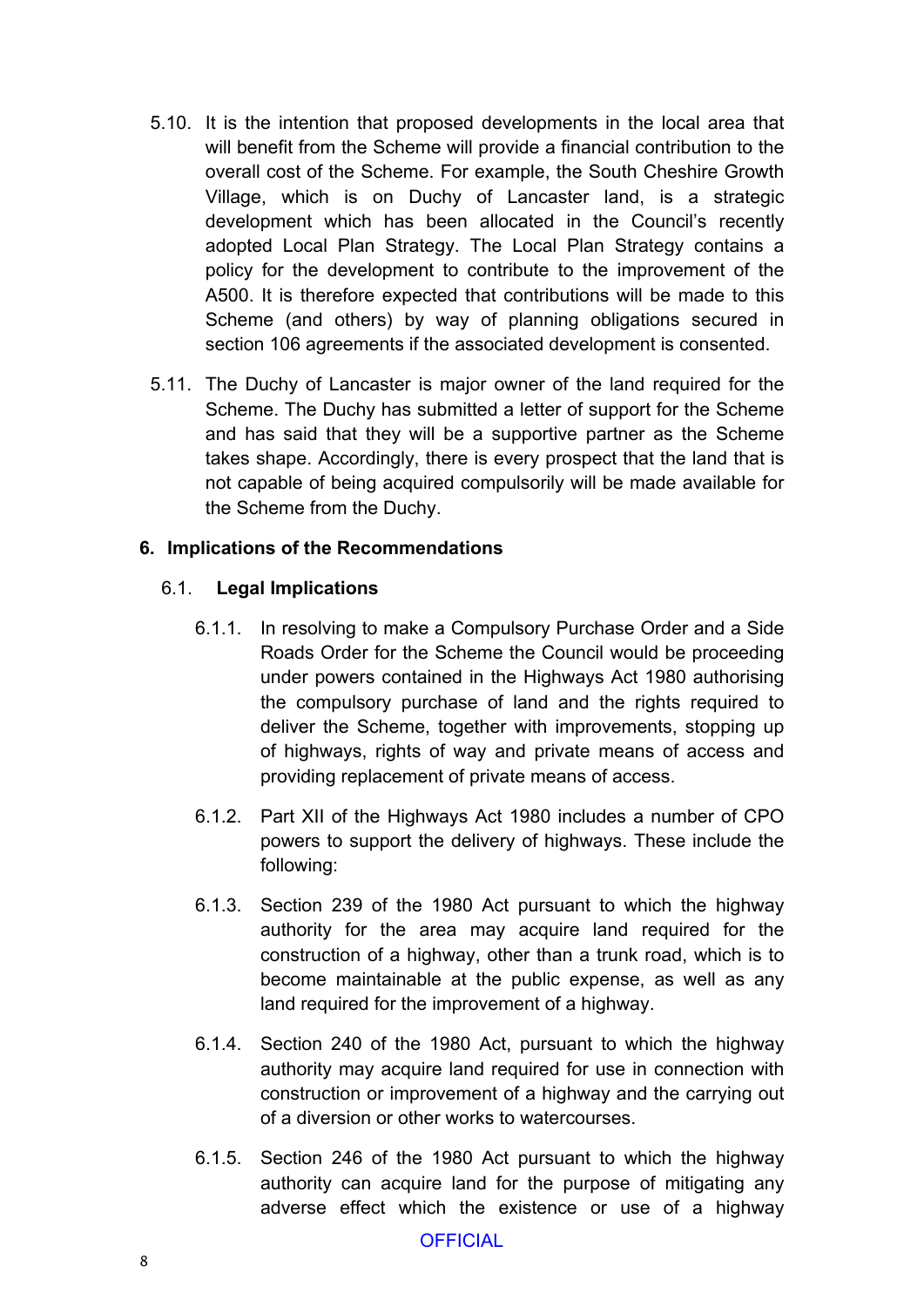5.10. It is the intention that proposed developments in the local area that will benefit from the Scheme will provide a financial contribution to the overall cost of the Scheme. For example, the South Cheshire Growth Village, which is on Duchy of Lancaster land, is a strategic development which has been allocated in the Council's recently adopted Local Plan Strategy. The Local Plan Strategy contains a policy for the development to contribute to the improvement of the A500. It is therefore expected that contributions will be made to this Scheme (and others) by way of planning obligations secured in section 106 agreements if the associated development is consented.

5.11. The Duchy of Lancaster is major owner of the land required for the Scheme. The Duchy has submitted a letter of support for the Scheme and has said that they will be a supportive partner as the Scheme takes shape. Accordingly, there is every prospect that the land that is not capable of being acquired compulsorily will be made available for the Scheme from the Duchy.

## 6. Implications of the Recommendations

### 6.1. Legal Implications

6.1.1. In resolving to make a Compulsory Purchase Order and a Side Roads Order for the Scheme the Council would be proceeding under powers contained in the Highways Act 1980 authorising the compulsory purchase of land and the rights required to deliver the Scheme, together with improvements, stopping up of highways, rights of way and private means of access and providing replacement of private means of access.

6.1.2. Part XII of the Highways Act 1980 includes a number of CPO powers to support the delivery of highways. These include the following:

6.1.3. Section 239 of the 1980 Act pursuant to which the highway authority for the area may acquire land required for the construction of a highway, other than a trunk road, which is to become maintainable at the public expense, as well as any land required for the improvement of a highway.

6.1.4. Section 240 of the 1980 Act, pursuant to which the highway authority may acquire land required for use in connection with construction or improvement of a highway and the carrying out of a diversion or other works to watercourses.

6.1.5. Section 246 of the 1980 Act pursuant to which the highway authority can acquire land for the purpose of mitigating any adverse effect which the existence or use of a highway

OFFICIAL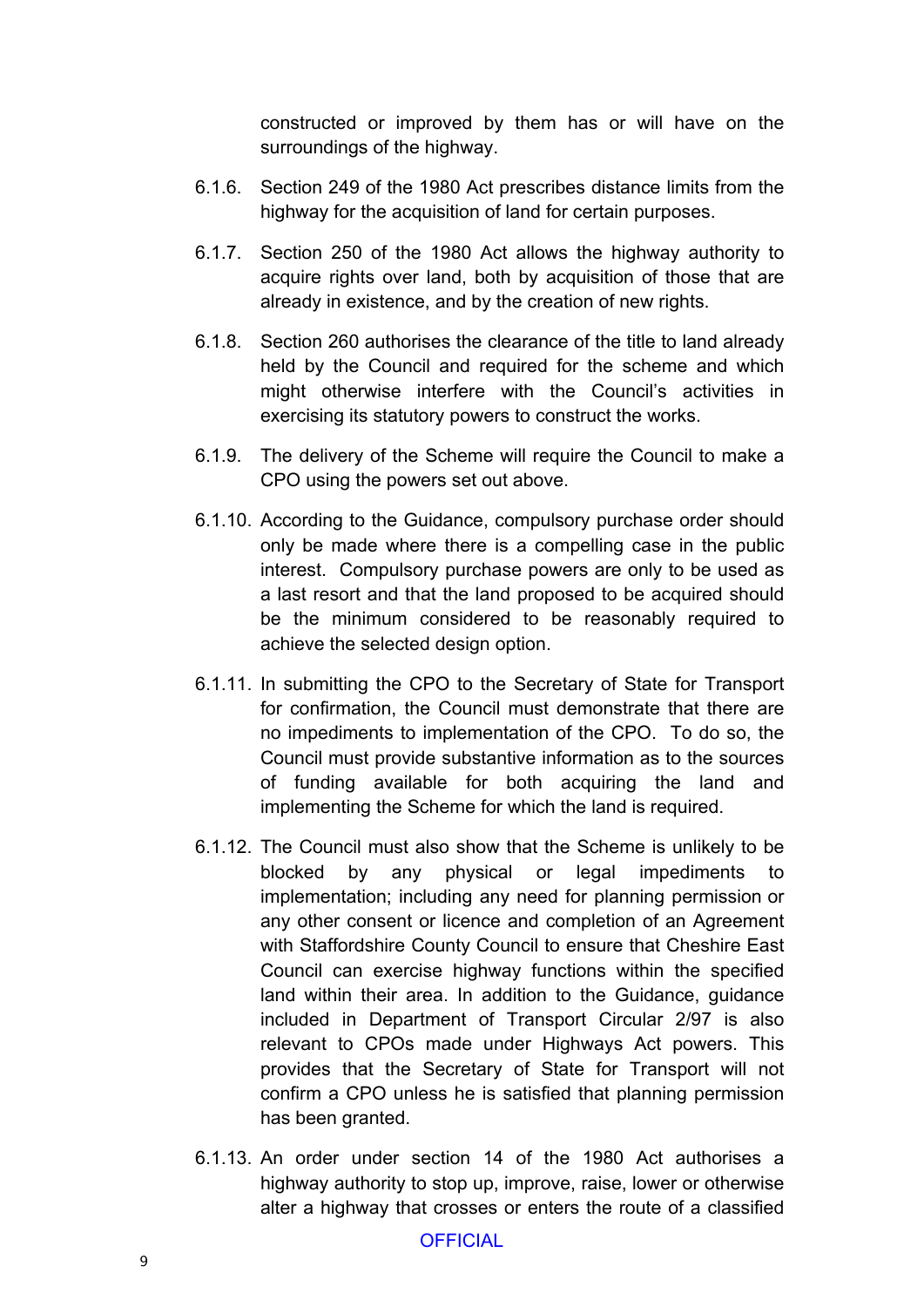constructed or improved by them has or will have on the surroundings of the highway.

6.1.6. Section 249 of the 1980 Act prescribes distance limits from the highway for the acquisition of land for certain purposes.

6.1.7. Section 250 of the 1980 Act allows the highway authority to acquire rights over land, both by acquisition of those that are already in existence, and by the creation of new rights.

6.1.8. Section 260 authorises the clearance of the title to land already held by the Council and required for the scheme and which might otherwise interfere with the Council's activities in exercising its statutory powers to construct the works.

6.1.9. The delivery of the Scheme will require the Council to make a CPO using the powers set out above.

6.1.10. According to the Guidance, compulsory purchase order should only be made where there is a compelling case in the public interest. Compulsory purchase powers are only to be used as a last resort and that the land proposed to be acquired should be the minimum considered to be reasonably required to achieve the selected design option.

6.1.11. In submitting the CPO to the Secretary of State for Transport for confirmation, the Council must demonstrate that there are no impediments to implementation of the CPO. To do so, the Council must provide substantive information as to the sources of funding available for both acquiring the land and implementing the Scheme for which the land is required.

6.1.12. The Council must also show that the Scheme is unlikely to be blocked by any physical or legal impediments to implementation; including any need for planning permission or any other consent or licence and completion of an Agreement with Staffordshire County Council to ensure that Cheshire East Council can exercise highway functions within the specified land within their area. In addition to the Guidance, guidance included in Department of Transport Circular 2/97 is also relevant to CPOs made under Highways Act powers. This provides that the Secretary of State for Transport will not confirm a CPO unless he is satisfied that planning permission has been granted.

6.1.13. An order under section 14 of the 1980 Act authorises a highway authority to stop up, improve, raise, lower or otherwise alter a highway that crosses or enters the route of a classified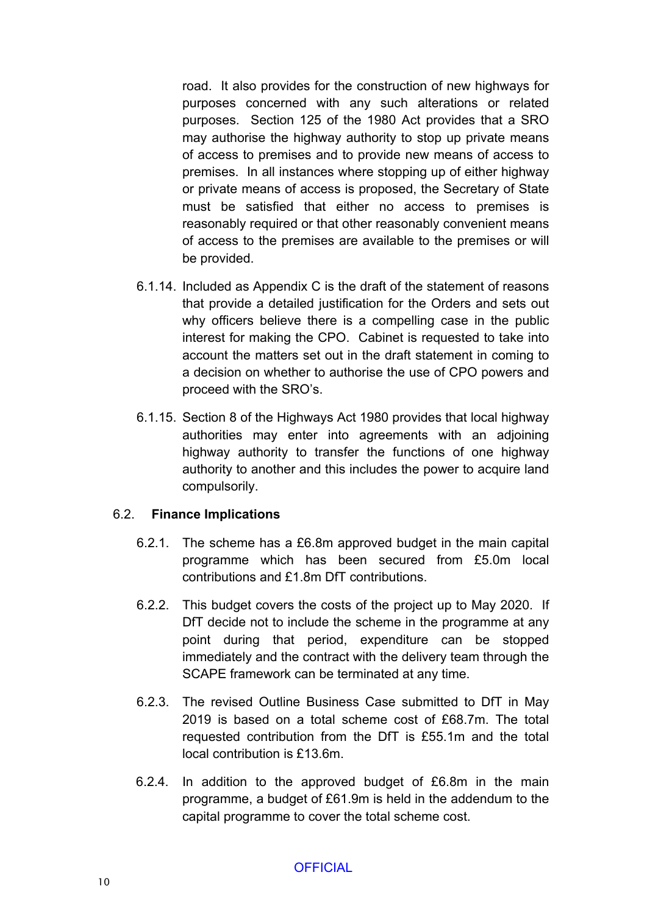road. It also provides for the construction of new highways for purposes concerned with any such alterations or related purposes. Section 125 of the 1980 Act provides that a SRO may authorise the highway authority to stop up private means of access to premises and to provide new means of access to premises. In all instances where stopping up of either highway or private means of access is proposed, the Secretary of State must be satisfied that either no access to premises is reasonably required or that other reasonably convenient means of access to the premises are available to the premises or will be provided.

6.1.14. Included as Appendix C is the draft of the statement of reasons that provide a detailed justification for the Orders and sets out why officers believe there is a compelling case in the public interest for making the CPO. Cabinet is requested to take into account the matters set out in the draft statement in coming to a decision on whether to authorise the use of CPO powers and proceed with the SRO's.

6.1.15. Section 8 of the Highways Act 1980 provides that local highway authorities may enter into agreements with an adjoining highway authority to transfer the functions of one highway authority to another and this includes the power to acquire land compulsorily.

6.2. **Finance Implications**

6.2.1. The scheme has a £6.8m approved budget in the main capital programme which has been secured from £5.0m local contributions and £1.8m DfT contributions.

6.2.2. This budget covers the costs of the project up to May 2020. If DfT decide not to include the scheme in the programme at any point during that period, expenditure can be stopped immediately and the contract with the delivery team through the SCAPE framework can be terminated at any time.

6.2.3. The revised Outline Business Case submitted to DfT in May 2019 is based on a total scheme cost of £68.7m. The total requested contribution from the DfT is £55.1m and the total local contribution is £13.6m.

6.2.4. In addition to the approved budget of £6.8m in the main programme, a budget of £61.9m is held in the addendum to the capital programme to cover the total scheme cost.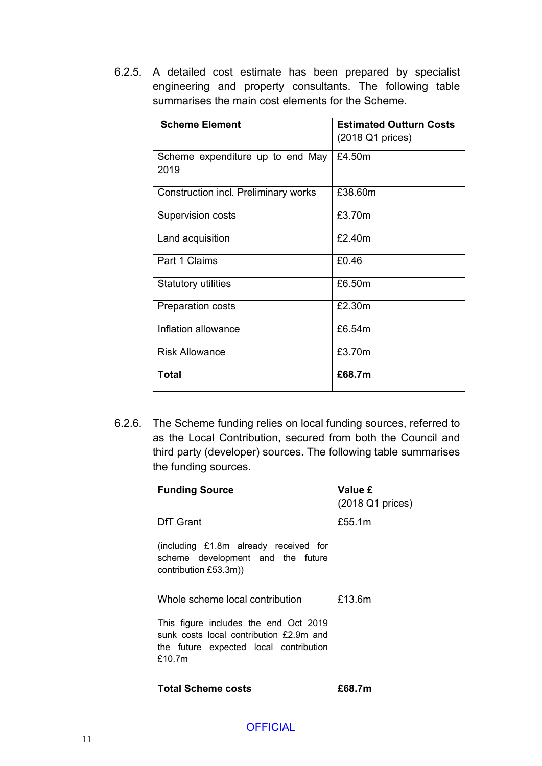6.2.5. A detailed cost estimate has been prepared by specialist engineering and property consultants. The following table summarises the main cost elements for the Scheme.

| **Scheme Element** | **Estimated Outturn Costs** (2018 Q1 prices) |
|---|---|
| Scheme expenditure up to end May 2019 | £4.50m |
| Construction incl. Preliminary works | £38.60m |
| Supervision costs | £3.70m |
| Land acquisition | £2.40m |
| Part 1 Claims | £0.46 |
| Statutory utilities | £6.50m |
| Preparation costs | £2.30m |
| Inflation allowance | £6.54m |
| Risk Allowance | £3.70m |
| **Total** | **£68.7m** |

6.2.6. The Scheme funding relies on local funding sources, referred to as the Local Contribution, secured from both the Council and third party (developer) sources. The following table summarises the funding sources.

| **Funding Source** | **Value £** (2018 Q1 prices) |
|---|---|
| DfT Grant<br><br>(including £1.8m already received for scheme development and the future contribution £53.3m)) | £55.1m |
| Whole scheme local contribution<br><br>This figure includes the end Oct 2019 sunk costs local contribution £2.9m and the future expected local contribution £10.7m | £13.6m |
| **Total Scheme costs** | **£68.7m** |

OFFICIAL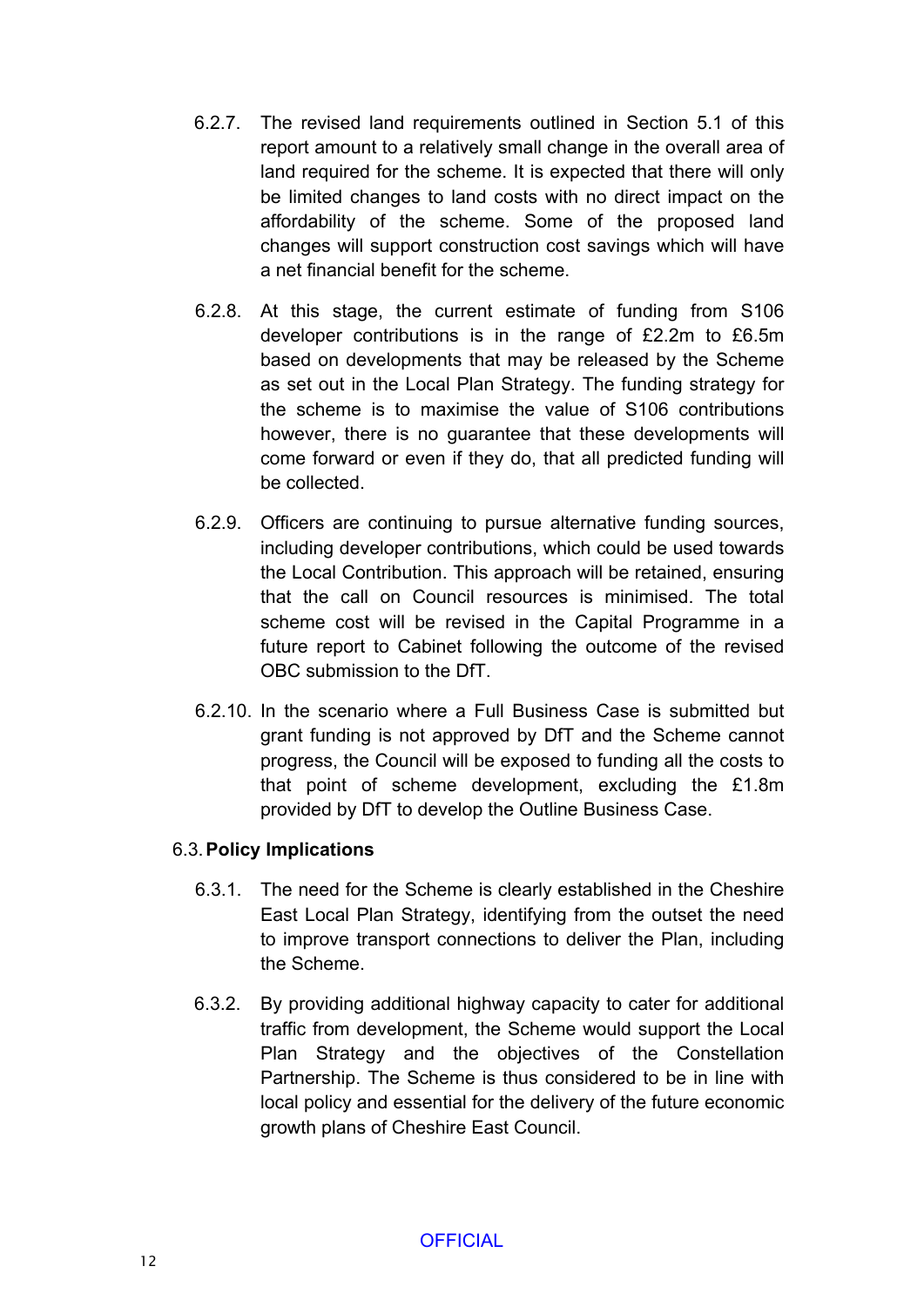6.2.7. The revised land requirements outlined in Section 5.1 of this report amount to a relatively small change in the overall area of land required for the scheme. It is expected that there will only be limited changes to land costs with no direct impact on the affordability of the scheme. Some of the proposed land changes will support construction cost savings which will have a net financial benefit for the scheme.

6.2.8. At this stage, the current estimate of funding from S106 developer contributions is in the range of £2.2m to £6.5m based on developments that may be released by the Scheme as set out in the Local Plan Strategy. The funding strategy for the scheme is to maximise the value of S106 contributions however, there is no guarantee that these developments will come forward or even if they do, that all predicted funding will be collected.

6.2.9. Officers are continuing to pursue alternative funding sources, including developer contributions, which could be used towards the Local Contribution. This approach will be retained, ensuring that the call on Council resources is minimised. The total scheme cost will be revised in the Capital Programme in a future report to Cabinet following the outcome of the revised OBC submission to the DfT.

6.2.10. In the scenario where a Full Business Case is submitted but grant funding is not approved by DfT and the Scheme cannot progress, the Council will be exposed to funding all the costs to that point of scheme development, excluding the £1.8m provided by DfT to develop the Outline Business Case.

### 6.3. Policy Implications

6.3.1. The need for the Scheme is clearly established in the Cheshire East Local Plan Strategy, identifying from the outset the need to improve transport connections to deliver the Plan, including the Scheme.

6.3.2. By providing additional highway capacity to cater for additional traffic from development, the Scheme would support the Local Plan Strategy and the objectives of the Constellation Partnership. The Scheme is thus considered to be in line with local policy and essential for the delivery of the future economic growth plans of Cheshire East Council.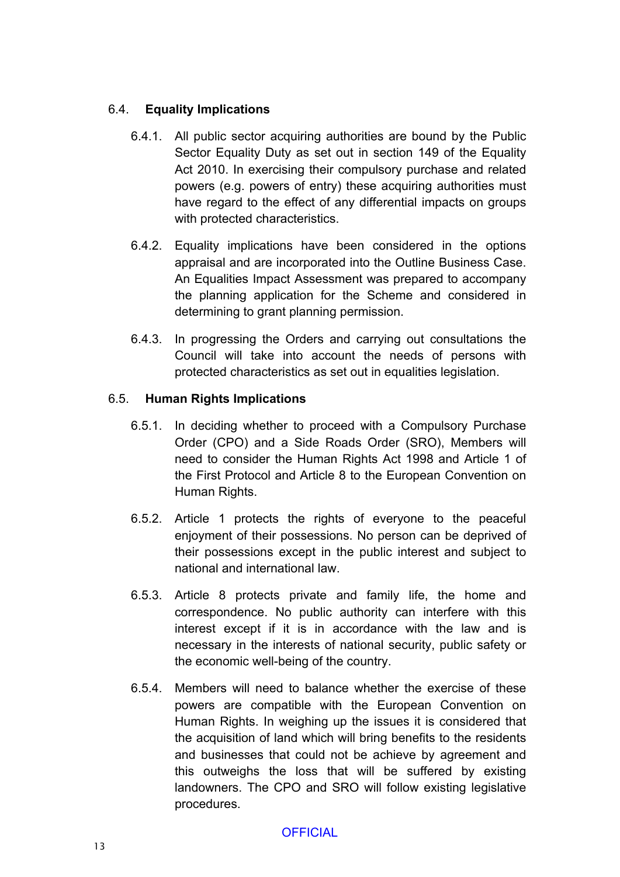## 6.4. Equality Implications

6.4.1. All public sector acquiring authorities are bound by the Public Sector Equality Duty as set out in section 149 of the Equality Act 2010. In exercising their compulsory purchase and related powers (e.g. powers of entry) these acquiring authorities must have regard to the effect of any differential impacts on groups with protected characteristics.

6.4.2. Equality implications have been considered in the options appraisal and are incorporated into the Outline Business Case. An Equalities Impact Assessment was prepared to accompany the planning application for the Scheme and considered in determining to grant planning permission.

6.4.3. In progressing the Orders and carrying out consultations the Council will take into account the needs of persons with protected characteristics as set out in equalities legislation.

## 6.5. Human Rights Implications

6.5.1. In deciding whether to proceed with a Compulsory Purchase Order (CPO) and a Side Roads Order (SRO), Members will need to consider the Human Rights Act 1998 and Article 1 of the First Protocol and Article 8 to the European Convention on Human Rights.

6.5.2. Article 1 protects the rights of everyone to the peaceful enjoyment of their possessions. No person can be deprived of their possessions except in the public interest and subject to national and international law.

6.5.3. Article 8 protects private and family life, the home and correspondence. No public authority can interfere with this interest except if it is in accordance with the law and is necessary in the interests of national security, public safety or the economic well-being of the country.

6.5.4. Members will need to balance whether the exercise of these powers are compatible with the European Convention on Human Rights. In weighing up the issues it is considered that the acquisition of land which will bring benefits to the residents and businesses that could not be achieve by agreement and this outweighs the loss that will be suffered by existing landowners. The CPO and SRO will follow existing legislative procedures.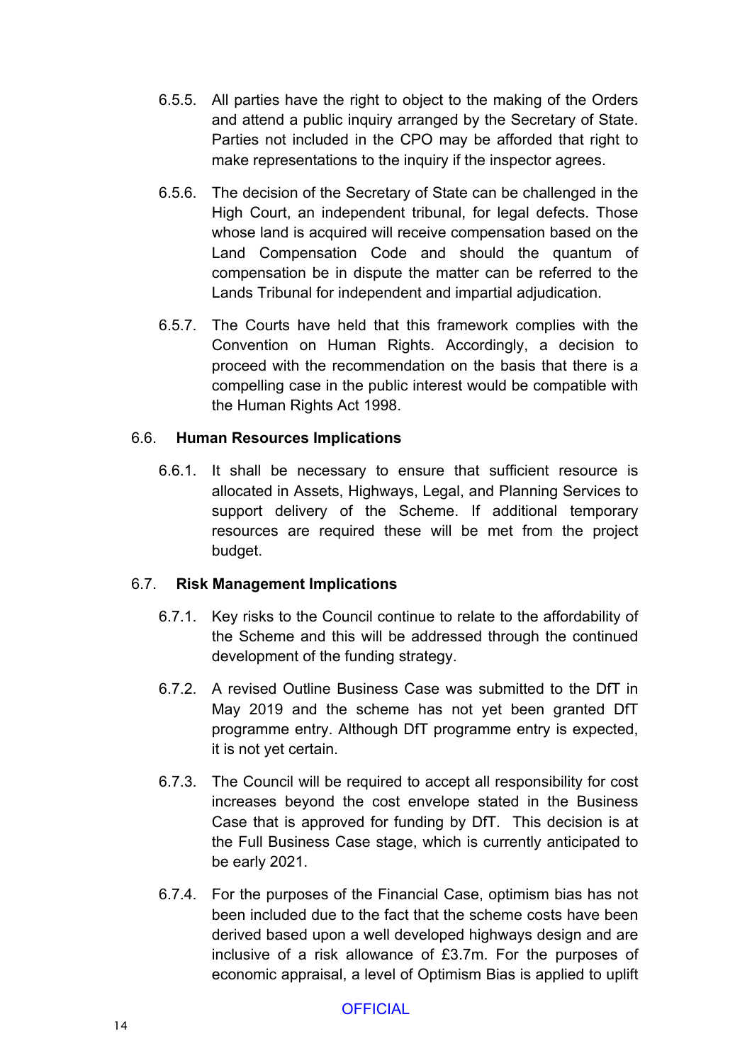6.5.5. All parties have the right to object to the making of the Orders and attend a public inquiry arranged by the Secretary of State. Parties not included in the CPO may be afforded that right to make representations to the inquiry if the inspector agrees.

6.5.6. The decision of the Secretary of State can be challenged in the High Court, an independent tribunal, for legal defects. Those whose land is acquired will receive compensation based on the Land Compensation Code and should the quantum of compensation be in dispute the matter can be referred to the Lands Tribunal for independent and impartial adjudication.

6.5.7. The Courts have held that this framework complies with the Convention on Human Rights. Accordingly, a decision to proceed with the recommendation on the basis that there is a compelling case in the public interest would be compatible with the Human Rights Act 1998.

6.6. **Human Resources Implications**

6.6.1. It shall be necessary to ensure that sufficient resource is allocated in Assets, Highways, Legal, and Planning Services to support delivery of the Scheme. If additional temporary resources are required these will be met from the project budget.

6.7. **Risk Management Implications**

6.7.1. Key risks to the Council continue to relate to the affordability of the Scheme and this will be addressed through the continued development of the funding strategy.

6.7.2. A revised Outline Business Case was submitted to the DfT in May 2019 and the scheme has not yet been granted DfT programme entry. Although DfT programme entry is expected, it is not yet certain.

6.7.3. The Council will be required to accept all responsibility for cost increases beyond the cost envelope stated in the Business Case that is approved for funding by DfT. This decision is at the Full Business Case stage, which is currently anticipated to be early 2021.

6.7.4. For the purposes of the Financial Case, optimism bias has not been included due to the fact that the scheme costs have been derived based upon a well developed highways design and are inclusive of a risk allowance of £3.7m. For the purposes of economic appraisal, a level of Optimism Bias is applied to uplift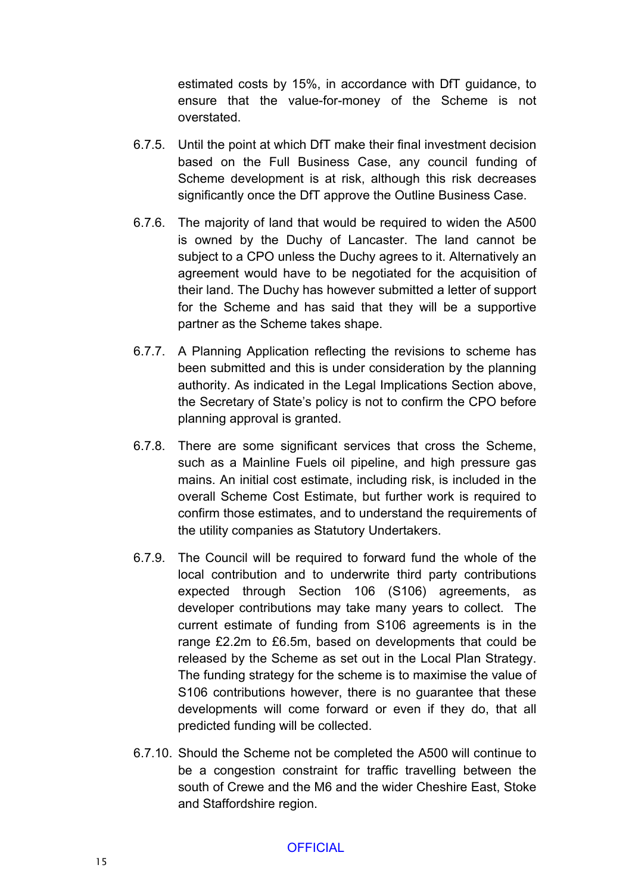estimated costs by 15%, in accordance with DfT guidance, to ensure that the value-for-money of the Scheme is not overstated.

6.7.5. Until the point at which DfT make their final investment decision based on the Full Business Case, any council funding of Scheme development is at risk, although this risk decreases significantly once the DfT approve the Outline Business Case.

6.7.6. The majority of land that would be required to widen the A500 is owned by the Duchy of Lancaster. The land cannot be subject to a CPO unless the Duchy agrees to it. Alternatively an agreement would have to be negotiated for the acquisition of their land. The Duchy has however submitted a letter of support for the Scheme and has said that they will be a supportive partner as the Scheme takes shape.

6.7.7. A Planning Application reflecting the revisions to scheme has been submitted and this is under consideration by the planning authority. As indicated in the Legal Implications Section above, the Secretary of State's policy is not to confirm the CPO before planning approval is granted.

6.7.8. There are some significant services that cross the Scheme, such as a Mainline Fuels oil pipeline, and high pressure gas mains. An initial cost estimate, including risk, is included in the overall Scheme Cost Estimate, but further work is required to confirm those estimates, and to understand the requirements of the utility companies as Statutory Undertakers.

6.7.9. The Council will be required to forward fund the whole of the local contribution and to underwrite third party contributions expected through Section 106 (S106) agreements, as developer contributions may take many years to collect. The current estimate of funding from S106 agreements is in the range £2.2m to £6.5m, based on developments that could be released by the Scheme as set out in the Local Plan Strategy. The funding strategy for the scheme is to maximise the value of S106 contributions however, there is no guarantee that these developments will come forward or even if they do, that all predicted funding will be collected.

6.7.10. Should the Scheme not be completed the A500 will continue to be a congestion constraint for traffic travelling between the south of Crewe and the M6 and the wider Cheshire East, Stoke and Staffordshire region.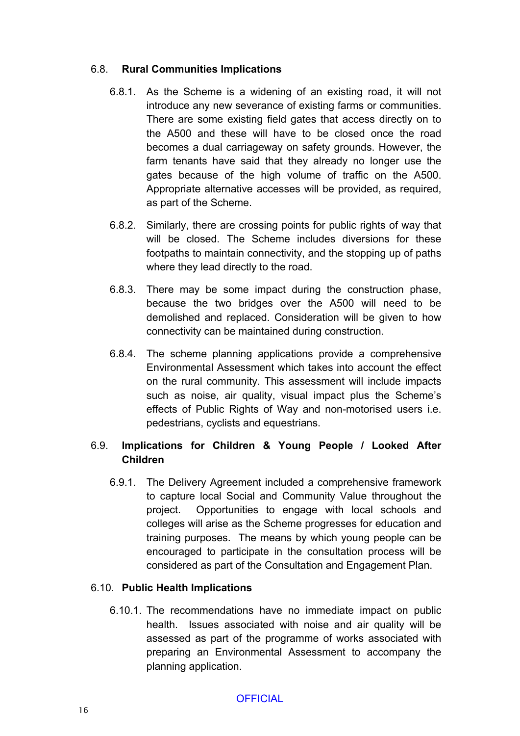## 6.8. Rural Communities Implications

6.8.1. As the Scheme is a widening of an existing road, it will not introduce any new severance of existing farms or communities. There are some existing field gates that access directly on to the A500 and these will have to be closed once the road becomes a dual carriageway on safety grounds. However, the farm tenants have said that they already no longer use the gates because of the high volume of traffic on the A500. Appropriate alternative accesses will be provided, as required, as part of the Scheme.

6.8.2. Similarly, there are crossing points for public rights of way that will be closed. The Scheme includes diversions for these footpaths to maintain connectivity, and the stopping up of paths where they lead directly to the road.

6.8.3. There may be some impact during the construction phase, because the two bridges over the A500 will need to be demolished and replaced. Consideration will be given to how connectivity can be maintained during construction.

6.8.4. The scheme planning applications provide a comprehensive Environmental Assessment which takes into account the effect on the rural community. This assessment will include impacts such as noise, air quality, visual impact plus the Scheme's effects of Public Rights of Way and non-motorised users i.e. pedestrians, cyclists and equestrians.

## 6.9. Implications for Children & Young People / Looked After Children

6.9.1. The Delivery Agreement included a comprehensive framework to capture local Social and Community Value throughout the project. Opportunities to engage with local schools and colleges will arise as the Scheme progresses for education and training purposes. The means by which young people can be encouraged to participate in the consultation process will be considered as part of the Consultation and Engagement Plan.

## 6.10. Public Health Implications

6.10.1. The recommendations have no immediate impact on public health. Issues associated with noise and air quality will be assessed as part of the programme of works associated with preparing an Environmental Assessment to accompany the planning application.

OFFICIAL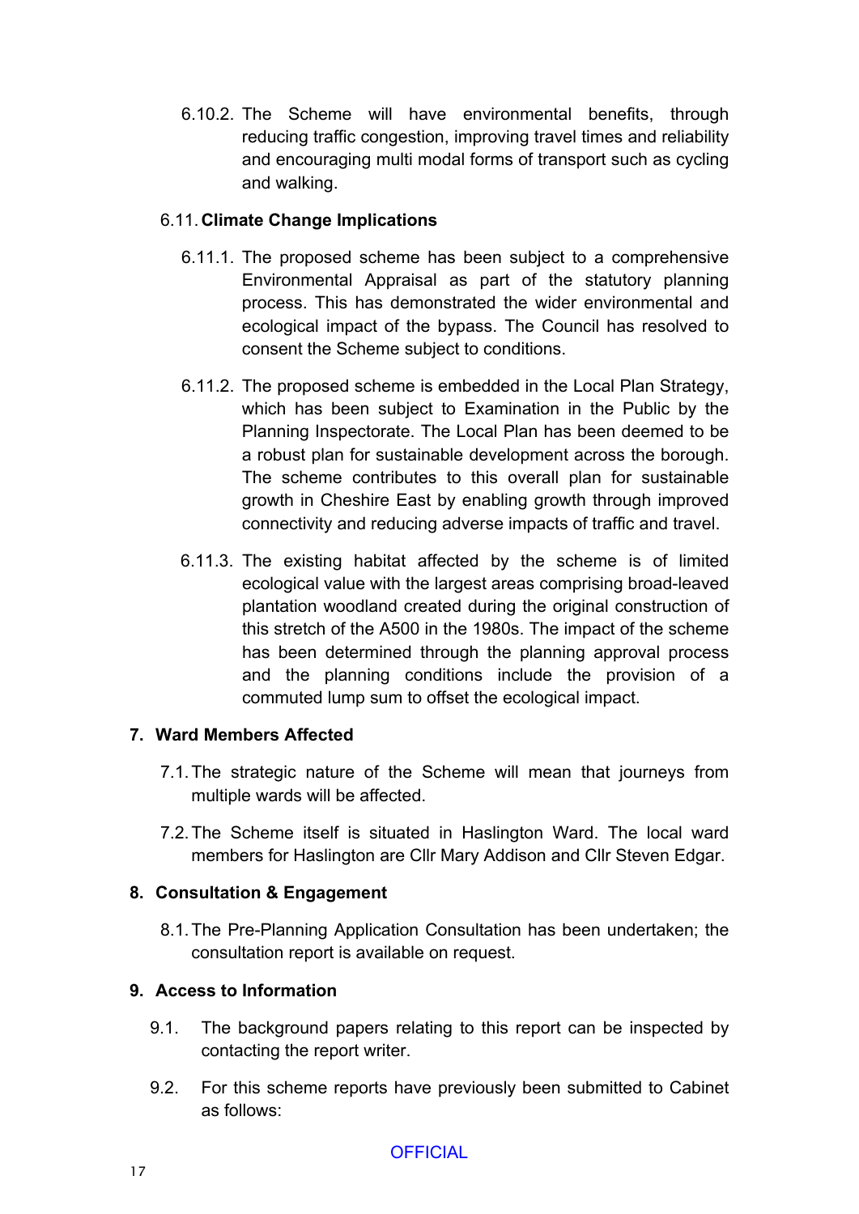6.10.2. The Scheme will have environmental benefits, through reducing traffic congestion, improving travel times and reliability and encouraging multi modal forms of transport such as cycling and walking.

### 6.11. Climate Change Implications

6.11.1. The proposed scheme has been subject to a comprehensive Environmental Appraisal as part of the statutory planning process. This has demonstrated the wider environmental and ecological impact of the bypass. The Council has resolved to consent the Scheme subject to conditions.

6.11.2. The proposed scheme is embedded in the Local Plan Strategy, which has been subject to Examination in the Public by the Planning Inspectorate. The Local Plan has been deemed to be a robust plan for sustainable development across the borough. The scheme contributes to this overall plan for sustainable growth in Cheshire East by enabling growth through improved connectivity and reducing adverse impacts of traffic and travel.

6.11.3. The existing habitat affected by the scheme is of limited ecological value with the largest areas comprising broad-leaved plantation woodland created during the original construction of this stretch of the A500 in the 1980s. The impact of the scheme has been determined through the planning approval process and the planning conditions include the provision of a commuted lump sum to offset the ecological impact.

## 7. Ward Members Affected

7.1. The strategic nature of the Scheme will mean that journeys from multiple wards will be affected.

7.2. The Scheme itself is situated in Haslington Ward. The local ward members for Haslington are Cllr Mary Addison and Cllr Steven Edgar.

## 8. Consultation & Engagement

8.1. The Pre-Planning Application Consultation has been undertaken; the consultation report is available on request.

## 9. Access to Information

9.1. The background papers relating to this report can be inspected by contacting the report writer.

9.2. For this scheme reports have previously been submitted to Cabinet as follows: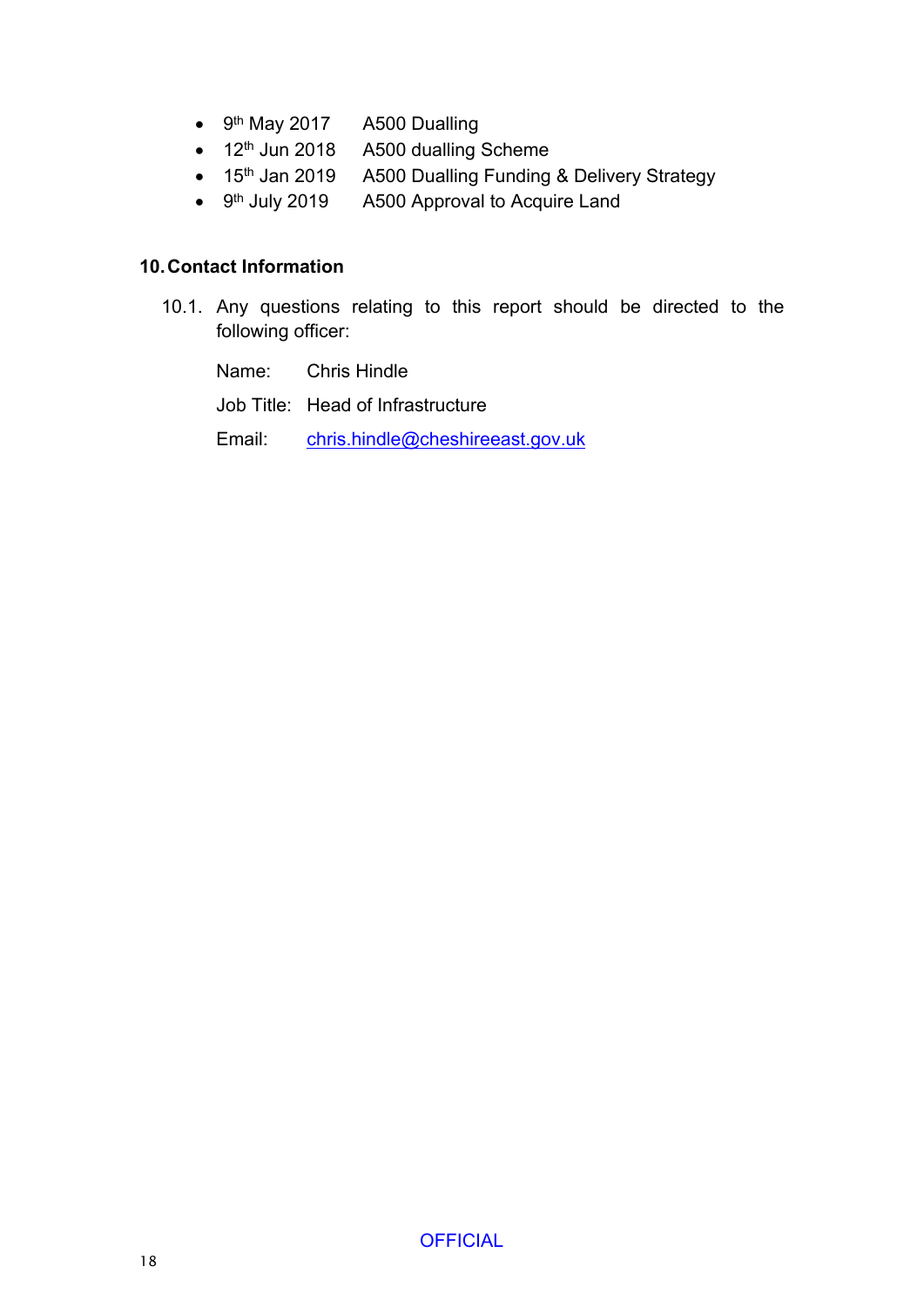- 9th May 2017 A500 Dualling
- 12th Jun 2018 A500 dualling Scheme
- 15th Jan 2019 A500 Dualling Funding & Delivery Strategy
- 9th July 2019 A500 Approval to Acquire Land

## 10. Contact Information

10.1. Any questions relating to this report should be directed to the following officer:

Name: Chris Hindle

Job Title: Head of Infrastructure

Email: chris.hindle@cheshireeast.gov.uk

OFFICIAL